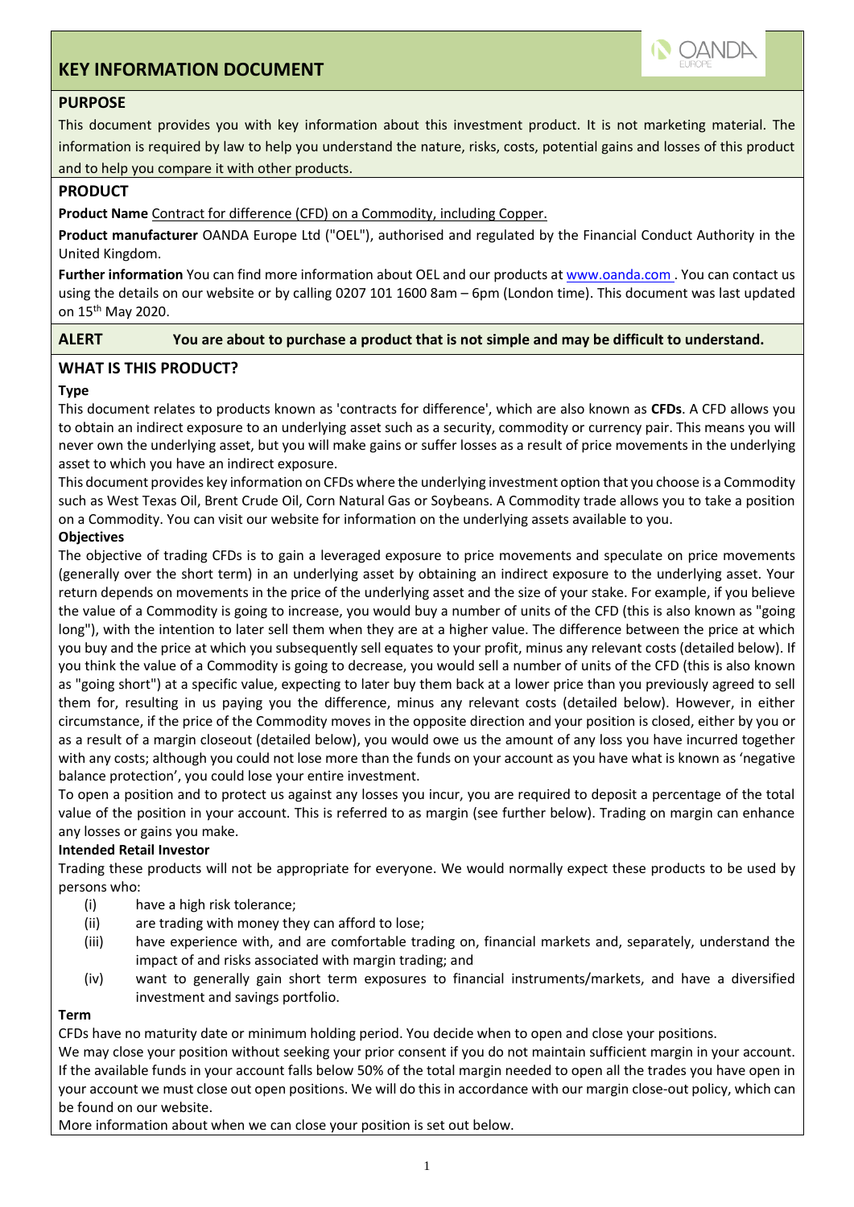# KEY INFORMATION DOCUMENT

## PURPOSE

This document provides you with key information about this investment product. It is not marketing material. The information is required by law to help you understand the nature, risks, costs, potential gains and losses of this product and to help you compare it with other products.

## PRODUCT

**Product Name** Contract for difference (CFD) on a Commodity, including Copper.

**Product manufacturer** OANDA Europe Ltd ("OEL"), authorised and regulated by the Financial Conduct Authority in the United Kingdom.

**Further information** You can find more information about OEL and our products at www.oanda.com . You can contact us using the details on our website or by calling 0207 101 1600 8am – 6pm (London time). This document was last updated on 15th May 2020.

**ALERT** **You are about to purchase a product that is not simple and may be difficult to understand.**

## WHAT IS THIS PRODUCT?

### Type

This document relates to products known as 'contracts for difference', which are also known as **CFDs**. A CFD allows you to obtain an indirect exposure to an underlying asset such as a security, commodity or currency pair. This means you will never own the underlying asset, but you will make gains or suffer losses as a result of price movements in the underlying asset to which you have an indirect exposure.

This document provides key information on CFDs where the underlying investment option that you choose is a Commodity such as West Texas Oil, Brent Crude Oil, Corn Natural Gas or Soybeans. A Commodity trade allows you to take a position on a Commodity. You can visit our website for information on the underlying assets available to you.

### Objectives

The objective of trading CFDs is to gain a leveraged exposure to price movements and speculate on price movements (generally over the short term) in an underlying asset by obtaining an indirect exposure to the underlying asset. Your return depends on movements in the price of the underlying asset and the size of your stake. For example, if you believe the value of a Commodity is going to increase, you would buy a number of units of the CFD (this is also known as "going long"), with the intention to later sell them when they are at a higher value. The difference between the price at which you buy and the price at which you subsequently sell equates to your profit, minus any relevant costs (detailed below). If you think the value of a Commodity is going to decrease, you would sell a number of units of the CFD (this is also known as "going short") at a specific value, expecting to later buy them back at a lower price than you previously agreed to sell them for, resulting in us paying you the difference, minus any relevant costs (detailed below). However, in either circumstance, if the price of the Commodity moves in the opposite direction and your position is closed, either by you or as a result of a margin closeout (detailed below), you would owe us the amount of any loss you have incurred together with any costs; although you could not lose more than the funds on your account as you have what is known as 'negative balance protection', you could lose your entire investment.

To open a position and to protect us against any losses you incur, you are required to deposit a percentage of the total value of the position in your account. This is referred to as margin (see further below). Trading on margin can enhance any losses or gains you make.

### Intended Retail Investor

Trading these products will not be appropriate for everyone. We would normally expect these products to be used by persons who:

(i) have a high risk tolerance;
(ii) are trading with money they can afford to lose;
(iii) have experience with, and are comfortable trading on, financial markets and, separately, understand the impact of and risks associated with margin trading; and
(iv) want to generally gain short term exposures to financial instruments/markets, and have a diversified investment and savings portfolio.

### Term

CFDs have no maturity date or minimum holding period. You decide when to open and close your positions.

We may close your position without seeking your prior consent if you do not maintain sufficient margin in your account. If the available funds in your account falls below 50% of the total margin needed to open all the trades you have open in your account we must close out open positions. We will do this in accordance with our margin close-out policy, which can be found on our website.

More information about when we can close your position is set out below.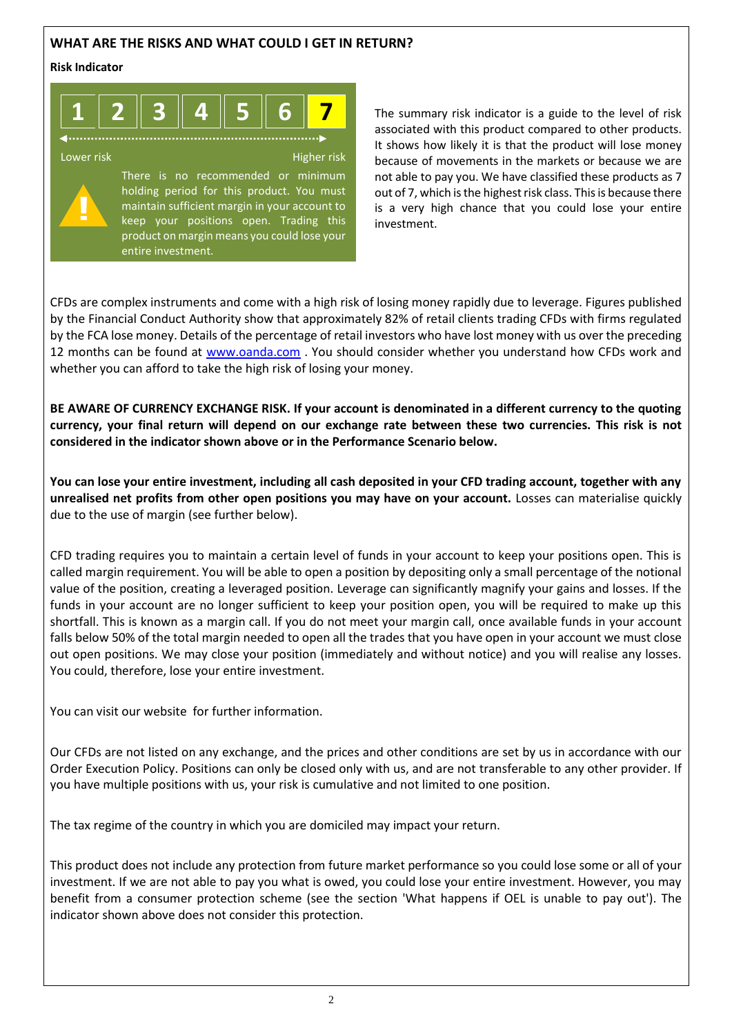## WHAT ARE THE RISKS AND WHAT COULD I GET IN RETURN?

**Risk Indicator**

| 1 | 2 | 3 | 4 | 5 | 6 | **7** |
|---|---|---|---|---|---|---|

Lower risk — Higher risk

There is no recommended or minimum holding period for this product. You must maintain sufficient margin in your account to keep your positions open. Trading this product on margin means you could lose your entire investment.

The summary risk indicator is a guide to the level of risk associated with this product compared to other products. It shows how likely it is that the product will lose money because of movements in the markets or because we are not able to pay you. We have classified these products as 7 out of 7, which is the highest risk class. This is because there is a very high chance that you could lose your entire investment.

CFDs are complex instruments and come with a high risk of losing money rapidly due to leverage. Figures published by the Financial Conduct Authority show that approximately 82% of retail clients trading CFDs with firms regulated by the FCA lose money. Details of the percentage of retail investors who have lost money with us over the preceding 12 months can be found at [www.oanda.com](http://www.oanda.com) . You should consider whether you understand how CFDs work and whether you can afford to take the high risk of losing your money.

**BE AWARE OF CURRENCY EXCHANGE RISK. If your account is denominated in a different currency to the quoting currency, your final return will depend on our exchange rate between these two currencies. This risk is not considered in the indicator shown above or in the Performance Scenario below.**

**You can lose your entire investment, including all cash deposited in your CFD trading account, together with any unrealised net profits from other open positions you may have on your account.** Losses can materialise quickly due to the use of margin (see further below).

CFD trading requires you to maintain a certain level of funds in your account to keep your positions open. This is called margin requirement. You will be able to open a position by depositing only a small percentage of the notional value of the position, creating a leveraged position. Leverage can significantly magnify your gains and losses. If the funds in your account are no longer sufficient to keep your position open, you will be required to make up this shortfall. This is known as a margin call. If you do not meet your margin call, once available funds in your account falls below 50% of the total margin needed to open all the trades that you have open in your account we must close out open positions. We may close your position (immediately and without notice) and you will realise any losses. You could, therefore, lose your entire investment.

You can visit our website for further information.

Our CFDs are not listed on any exchange, and the prices and other conditions are set by us in accordance with our Order Execution Policy. Positions can only be closed only with us, and are not transferable to any other provider. If you have multiple positions with us, your risk is cumulative and not limited to one position.

The tax regime of the country in which you are domiciled may impact your return.

This product does not include any protection from future market performance so you could lose some or all of your investment. If we are not able to pay you what is owed, you could lose your entire investment. However, you may benefit from a consumer protection scheme (see the section 'What happens if OEL is unable to pay out'). The indicator shown above does not consider this protection.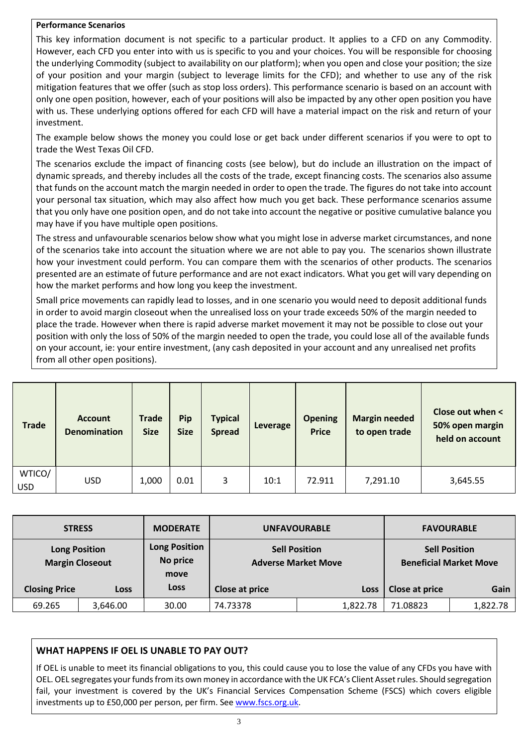**Performance Scenarios**

This key information document is not specific to a particular product. It applies to a CFD on any Commodity. However, each CFD you enter into with us is specific to you and your choices. You will be responsible for choosing the underlying Commodity (subject to availability on our platform); when you open and close your position; the size of your position and your margin (subject to leverage limits for the CFD); and whether to use any of the risk mitigation features that we offer (such as stop loss orders). This performance scenario is based on an account with only one open position, however, each of your positions will also be impacted by any other open position you have with us. These underlying options offered for each CFD will have a material impact on the risk and return of your investment.

The example below shows the money you could lose or get back under different scenarios if you were to opt to trade the West Texas Oil CFD.

The scenarios exclude the impact of financing costs (see below), but do include an illustration on the impact of dynamic spreads, and thereby includes all the costs of the trade, except financing costs. The scenarios also assume that funds on the account match the margin needed in order to open the trade. The figures do not take into account your personal tax situation, which may also affect how much you get back. These performance scenarios assume that you only have one position open, and do not take into account the negative or positive cumulative balance you may have if you have multiple open positions.

The stress and unfavourable scenarios below show what you might lose in adverse market circumstances, and none of the scenarios take into account the situation where we are not able to pay you. The scenarios shown illustrate how your investment could perform. You can compare them with the scenarios of other products. The scenarios presented are an estimate of future performance and are not exact indicators. What you get will vary depending on how the market performs and how long you keep the investment.

Small price movements can rapidly lead to losses, and in one scenario you would need to deposit additional funds in order to avoid margin closeout when the unrealised loss on your trade exceeds 50% of the margin needed to place the trade. However when there is rapid adverse market movement it may not be possible to close out your position with only the loss of 50% of the margin needed to open the trade, you could lose all of the available funds on your account, ie: your entire investment, (any cash deposited in your account and any unrealised net profits from all other open positions).

| Trade | Account Denomination | Trade Size | Pip Size | Typical Spread | Leverage | Opening Price | Margin needed to open trade | Close out when < 50% open margin held on account |
|---|---|---|---|---|---|---|---|---|
| WTICO/USD | USD | 1,000 | 0.01 | 3 | 10:1 | 72.911 | 7,291.10 | 3,645.55 |

| STRESS | | MODERATE | UNFAVOURABLE | | FAVOURABLE | |
|---|---|---|---|---|---|---|
| Long Position Margin Closeout | | Long Position No price move | Sell Position Adverse Market Move | | Sell Position Beneficial Market Move | |
| Closing Price | Loss | Loss | Close at price | Loss | Close at price | Gain |
| 69.265 | 3,646.00 | 30.00 | 74.73378 | 1,822.78 | 71.08823 | 1,822.78 |

**WHAT HAPPENS IF OEL IS UNABLE TO PAY OUT?**

If OEL is unable to meet its financial obligations to you, this could cause you to lose the value of any CFDs you have with OEL. OEL segregates your funds from its own money in accordance with the UK FCA's Client Asset rules. Should segregation fail, your investment is covered by the UK's Financial Services Compensation Scheme (FSCS) which covers eligible investments up to £50,000 per person, per firm. See www.fscs.org.uk.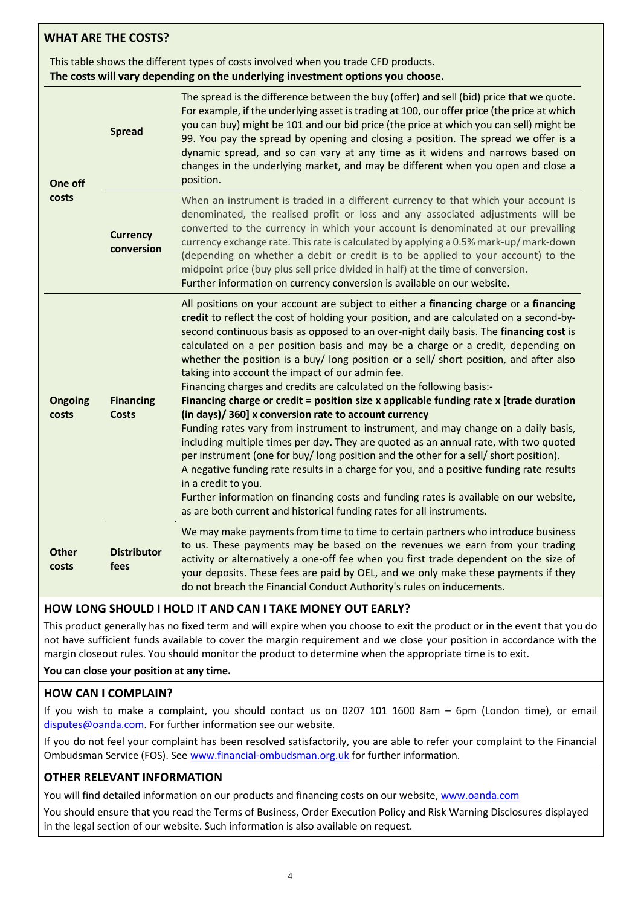## WHAT ARE THE COSTS?

This table shows the different types of costs involved when you trade CFD products.
**The costs will vary depending on the underlying investment options you choose.**

| | | |
|---|---|---|
| **One off costs** | **Spread** | The spread is the difference between the buy (offer) and sell (bid) price that we quote. For example, if the underlying asset is trading at 100, our offer price (the price at which you can buy) might be 101 and our bid price (the price at which you can sell) might be 99. You pay the spread by opening and closing a position. The spread we offer is a dynamic spread, and so can vary at any time as it widens and narrows based on changes in the underlying market, and may be different when you open and close a position. |
| | **Currency conversion** | When an instrument is traded in a different currency to that which your account is denominated, the realised profit or loss and any associated adjustments will be converted to the currency in which your account is denominated at our prevailing currency exchange rate. This rate is calculated by applying a 0.5% mark-up/ mark-down (depending on whether a debit or credit is to be applied to your account) to the midpoint price (buy plus sell price divided in half) at the time of conversion. Further information on currency conversion is available on our website. |
| **Ongoing costs** | **Financing Costs** | All positions on your account are subject to either a **financing charge** or a **financing credit** to reflect the cost of holding your position, and are calculated on a second-by-second continuous basis as opposed to an over-night daily basis. The **financing cost** is calculated on a per position basis and may be a charge or a credit, depending on whether the position is a buy/ long position or a sell/ short position, and after also taking into account the impact of our admin fee. Financing charges and credits are calculated on the following basis:- **Financing charge or credit = position size x applicable funding rate x [trade duration (in days)/ 360] x conversion rate to account currency** Funding rates vary from instrument to instrument, and may change on a daily basis, including multiple times per day. They are quoted as an annual rate, with two quoted per instrument (one for buy/ long position and the other for a sell/ short position). A negative funding rate results in a charge for you, and a positive funding rate results in a credit to you. Further information on financing costs and funding rates is available on our website, as are both current and historical funding rates for all instruments. |
| **Other costs** | **Distributor fees** | We may make payments from time to time to certain partners who introduce business to us. These payments may be based on the revenues we earn from your trading activity or alternatively a one-off fee when you first trade dependent on the size of your deposits. These fees are paid by OEL, and we only make these payments if they do not breach the Financial Conduct Authority's rules on inducements. |

## HOW LONG SHOULD I HOLD IT AND CAN I TAKE MONEY OUT EARLY?

This product generally has no fixed term and will expire when you choose to exit the product or in the event that you do not have sufficient funds available to cover the margin requirement and we close your position in accordance with the margin closeout rules. You should monitor the product to determine when the appropriate time is to exit.

**You can close your position at any time.**

## HOW CAN I COMPLAIN?

If you wish to make a complaint, you should contact us on 0207 101 1600 8am – 6pm (London time), or email disputes@oanda.com. For further information see our website.

If you do not feel your complaint has been resolved satisfactorily, you are able to refer your complaint to the Financial Ombudsman Service (FOS). See www.financial-ombudsman.org.uk for further information.

## OTHER RELEVANT INFORMATION

You will find detailed information on our products and financing costs on our website, www.oanda.com

You should ensure that you read the Terms of Business, Order Execution Policy and Risk Warning Disclosures displayed in the legal section of our website. Such information is also available on request.